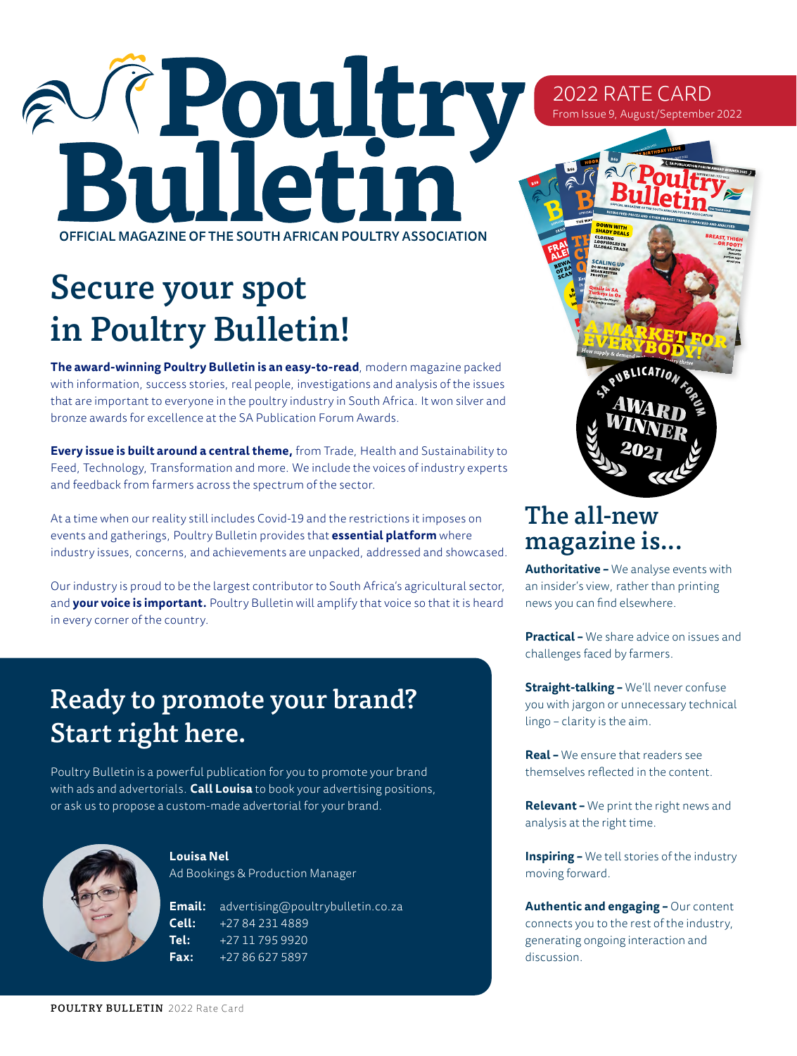# Poultry Bulletin

OFFICIAL MAGAZINE OF THE SOUTH AFRICAN POULTRY ASSOCIATION

2022 RATE CARD

From Issue 9, August/September 2022

## Secure your spot in Poultry Bulletin!

**The award-winning Poultry Bulletin is an easy-to-read**, modern magazine packed with information, success stories, real people, investigations and analysis of the issues that are important to everyone in the poultry industry in South Africa. It won silver and bronze awards for excellence at the SA Publication Forum Awards.

**Every issue is built around a central theme,** from Trade, Health and Sustainability to Feed, Technology, Transformation and more. We include the voices of industry experts and feedback from farmers across the spectrum of the sector.

At a time when our reality still includes Covid-19 and the restrictions it imposes on events and gatherings, Poultry Bulletin provides that **essential platform** where industry issues, concerns, and achievements are unpacked, addressed and showcased.

Our industry is proud to be the largest contributor to South Africa's agricultural sector, and **your voice is important.** Poultry Bulletin will amplify that voice so that it is heard in every corner of the country.

## Ready to promote your brand? Start right here.

Poultry Bulletin is a powerful publication for you to promote your brand with ads and advertorials. **Call Louisa** to book your advertising positions, or ask us to propose a custom-made advertorial for your brand.

**Louisa Nel**
Ad Bookings & Production Manager

**Email:** advertising@poultrybulletin.co.za
**Cell:** +27 84 231 4889
**Tel:** +27 11 795 9920
**Fax:** +27 86 627 5897

SA PUBLICATION FORUM AWARD WINNER 2021

## The all-new magazine is...

**Authoritative –** We analyse events with an insider's view, rather than printing news you can find elsewhere.

**Practical –** We share advice on issues and challenges faced by farmers.

**Straight-talking –** We'll never confuse you with jargon or unnecessary technical lingo – clarity is the aim.

**Real –** We ensure that readers see themselves reflected in the content.

**Relevant –** We print the right news and analysis at the right time.

**Inspiring –** We tell stories of the industry moving forward.

**Authentic and engaging –** Our content connects you to the rest of the industry, generating ongoing interaction and discussion.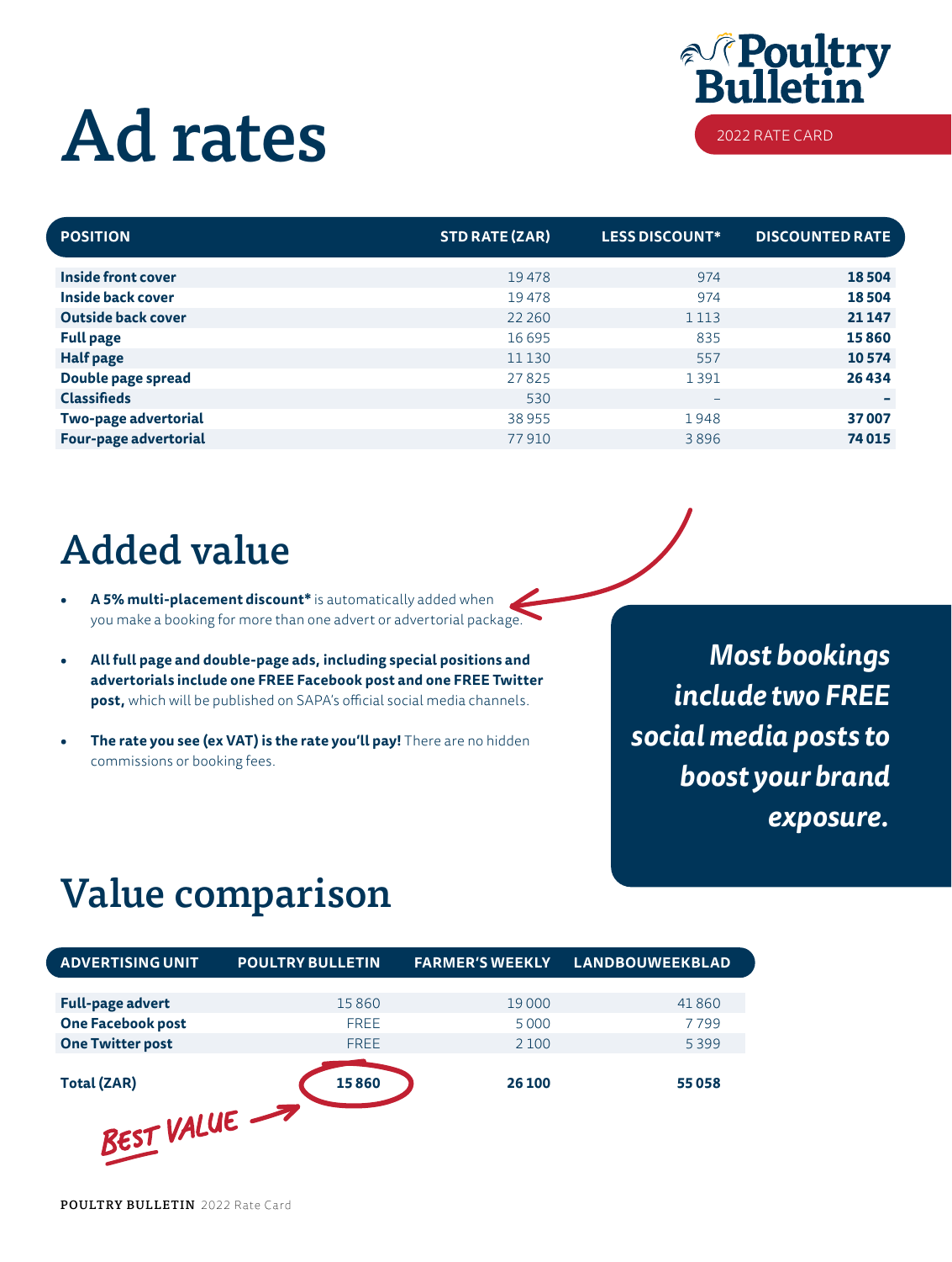# Ad rates

Poultry Bulletin

2022 RATE CARD

| POSITION | STD RATE (ZAR) | LESS DISCOUNT* | DISCOUNTED RATE |
|---|---|---|---|
| **Inside front cover** | 19 478 | 974 | **18 504** |
| **Inside back cover** | 19 478 | 974 | **18 504** |
| **Outside back cover** | 22 260 | 1 113 | **21 147** |
| **Full page** | 16 695 | 835 | **15 860** |
| **Half page** | 11 130 | 557 | **10 574** |
| **Double page spread** | 27 825 | 1 391 | **26 434** |
| **Classifieds** | 530 | – | **–** |
| **Two-page advertorial** | 38 955 | 1 948 | **37 007** |
| **Four-page advertorial** | 77 910 | 3 896 | **74 015** |

## Added value

- **A 5% multi-placement discount*** is automatically added when you make a booking for more than one advert or advertorial package.
- **All full page and double-page ads, including special positions and advertorials include one FREE Facebook post and one FREE Twitter post,** which will be published on SAPA's official social media channels.
- **The rate you see (ex VAT) is the rate you'll pay!** There are no hidden commissions or booking fees.

***Most bookings include two FREE social media posts to boost your brand exposure.***

## Value comparison

| ADVERTISING UNIT | POULTRY BULLETIN | FARMER'S WEEKLY | LANDBOUWEEKBLAD |
|---|---|---|---|
| **Full-page advert** | 15 860 | 19 000 | 41 860 |
| **One Facebook post** | FREE | 5 000 | 7 799 |
| **One Twitter post** | FREE | 2 100 | 5 399 |
| **Total (ZAR)** | **15 860** | **26 100** | **55 058** |

BEST VALUE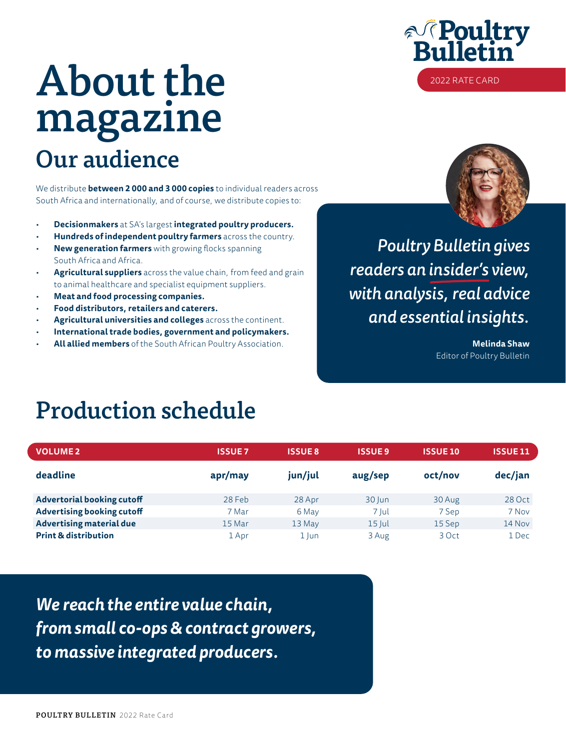Poultry Bulletin

2022 RATE CARD

# About the magazine

## Our audience

We distribute **between 2 000 and 3 000 copies** to individual readers across South Africa and internationally, and of course, we distribute copies to:

- **Decisionmakers** at SA's largest **integrated poultry producers.**
- **Hundreds of independent poultry farmers** across the country.
- **New generation farmers** with growing flocks spanning South Africa and Africa.
- **Agricultural suppliers** across the value chain, from feed and grain to animal healthcare and specialist equipment suppliers.
- **Meat and food processing companies.**
- **Food distributors, retailers and caterers.**
- **Agricultural universities and colleges** across the continent.
- **International trade bodies, government and policymakers.**
- **All allied members** of the South African Poultry Association.

*Poultry Bulletin gives readers an insider's view, with analysis, real advice and essential insights.*

**Melinda Shaw**
Editor of Poultry Bulletin

# Production schedule

| VOLUME 2 | ISSUE 7 | ISSUE 8 | ISSUE 9 | ISSUE 10 | ISSUE 11 |
|---|---|---|---|---|---|
| **deadline** | **apr/may** | **jun/jul** | **aug/sep** | **oct/nov** | **dec/jan** |
| **Advertorial booking cutoff** | 28 Feb | 28 Apr | 30 Jun | 30 Aug | 28 Oct |
| **Advertising booking cutoff** | 7 Mar | 6 May | 7 Jul | 7 Sep | 7 Nov |
| **Advertising material due** | 15 Mar | 13 May | 15 Jul | 15 Sep | 14 Nov |
| **Print & distribution** | 1 Apr | 1 Jun | 3 Aug | 3 Oct | 1 Dec |

***We reach the entire value chain, from small co-ops & contract growers, to massive integrated producers.***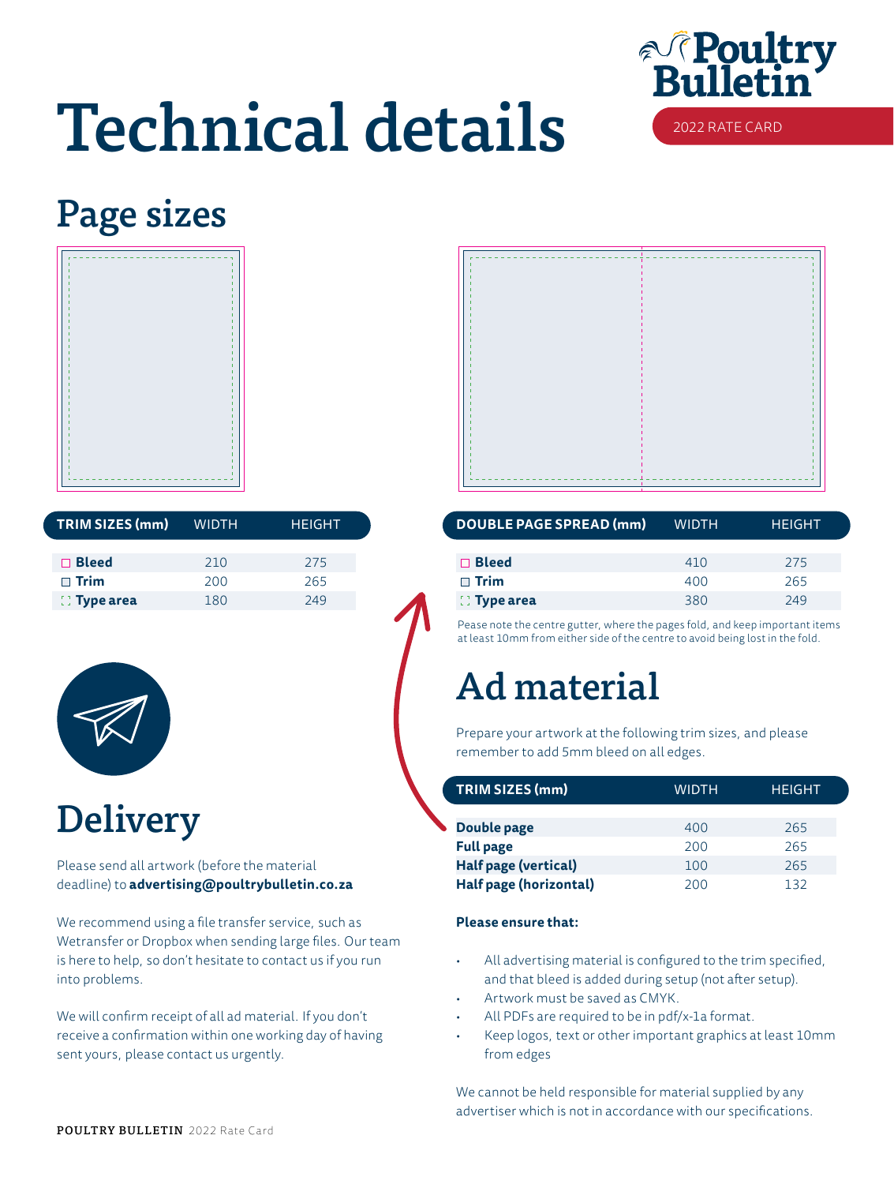# Technical details

Poultry Bulletin 2022 RATE CARD

## Page sizes

| TRIM SIZES (mm) | WIDTH | HEIGHT |
|---|---|---|
| Bleed | 210 | 275 |
| Trim | 200 | 265 |
| Type area | 180 | 249 |

| DOUBLE PAGE SPREAD (mm) | WIDTH | HEIGHT |
|---|---|---|
| Bleed | 410 | 275 |
| Trim | 400 | 265 |
| Type area | 380 | 249 |

Pease note the centre gutter, where the pages fold, and keep important items at least 10mm from either side of the centre to avoid being lost in the fold.

## Delivery

Please send all artwork (before the material deadline) to **advertising@poultrybulletin.co.za**

We recommend using a file transfer service, such as Wetransfer or Dropbox when sending large files. Our team is here to help, so don't hesitate to contact us if you run into problems.

We will confirm receipt of all ad material. If you don't receive a confirmation within one working day of having sent yours, please contact us urgently.

## Ad material

Prepare your artwork at the following trim sizes, and please remember to add 5mm bleed on all edges.

| TRIM SIZES (mm) | WIDTH | HEIGHT |
|---|---|---|
| **Double page** | 400 | 265 |
| **Full page** | 200 | 265 |
| **Half page (vertical)** | 100 | 265 |
| **Half page (horizontal)** | 200 | 132 |

**Please ensure that:**

- All advertising material is configured to the trim specified, and that bleed is added during setup (not after setup).
- Artwork must be saved as CMYK.
- All PDFs are required to be in pdf/x-1a format.
- Keep logos, text or other important graphics at least 10mm from edges

We cannot be held responsible for material supplied by any advertiser which is not in accordance with our specifications.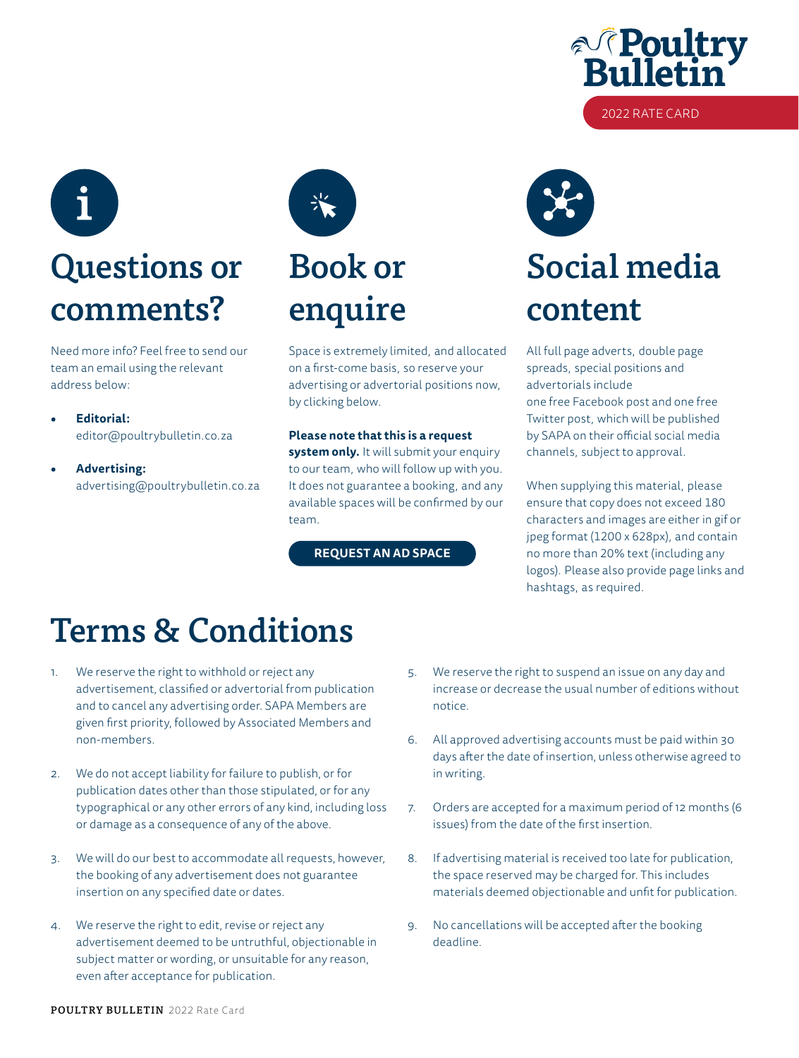Poultry Bulletin

2022 RATE CARD

## Questions or comments?

Need more info? Feel free to send our team an email using the relevant address below:

- **Editorial:** editor@poultrybulletin.co.za
- **Advertising:** advertising@poultrybulletin.co.za

## Book or enquire

Space is extremely limited, and allocated on a first-come basis, so reserve your advertising or advertorial positions now, by clicking below.

**Please note that this is a request system only.** It will submit your enquiry to our team, who will follow up with you. It does not guarantee a booking, and any available spaces will be confirmed by our team.

**REQUEST AN AD SPACE**

## Social media content

All full page adverts, double page spreads, special positions and advertorials include one free Facebook post and one free Twitter post, which will be published by SAPA on their official social media channels, subject to approval.

When supplying this material, please ensure that copy does not exceed 180 characters and images are either in gif or jpeg format (1200 x 628px), and contain no more than 20% text (including any logos). Please also provide page links and hashtags, as required.

# Terms & Conditions

1. We reserve the right to withhold or reject any advertisement, classified or advertorial from publication and to cancel any advertising order. SAPA Members are given first priority, followed by Associated Members and non-members.
2. We do not accept liability for failure to publish, or for publication dates other than those stipulated, or for any typographical or any other errors of any kind, including loss or damage as a consequence of any of the above.
3. We will do our best to accommodate all requests, however, the booking of any advertisement does not guarantee insertion on any specified date or dates.
4. We reserve the right to edit, revise or reject any advertisement deemed to be untruthful, objectionable in subject matter or wording, or unsuitable for any reason, even after acceptance for publication.
5. We reserve the right to suspend an issue on any day and increase or decrease the usual number of editions without notice.
6. All approved advertising accounts must be paid within 30 days after the date of insertion, unless otherwise agreed to in writing.
7. Orders are accepted for a maximum period of 12 months (6 issues) from the date of the first insertion.
8. If advertising material is received too late for publication, the space reserved may be charged for. This includes materials deemed objectionable and unfit for publication.
9. No cancellations will be accepted after the booking deadline.